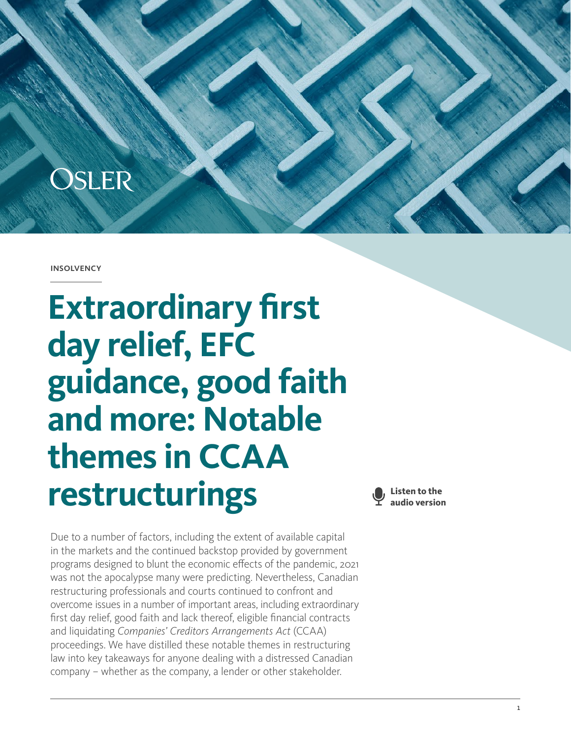OSLER

INSOLVENCY

# Extraordinary first day relief, EFC guidance, good faith and more: Notable themes in CCAA restructurings

**Listen to the audio version**

Due to a number of factors, including the extent of available capital in the markets and the continued backstop provided by government programs designed to blunt the economic effects of the pandemic, 2021 was not the apocalypse many were predicting. Nevertheless, Canadian restructuring professionals and courts continued to confront and overcome issues in a number of important areas, including extraordinary first day relief, good faith and lack thereof, eligible financial contracts and liquidating *Companies' Creditors Arrangements Act* (CCAA) proceedings. We have distilled these notable themes in restructuring law into key takeaways for anyone dealing with a distressed Canadian company – whether as the company, a lender or other stakeholder.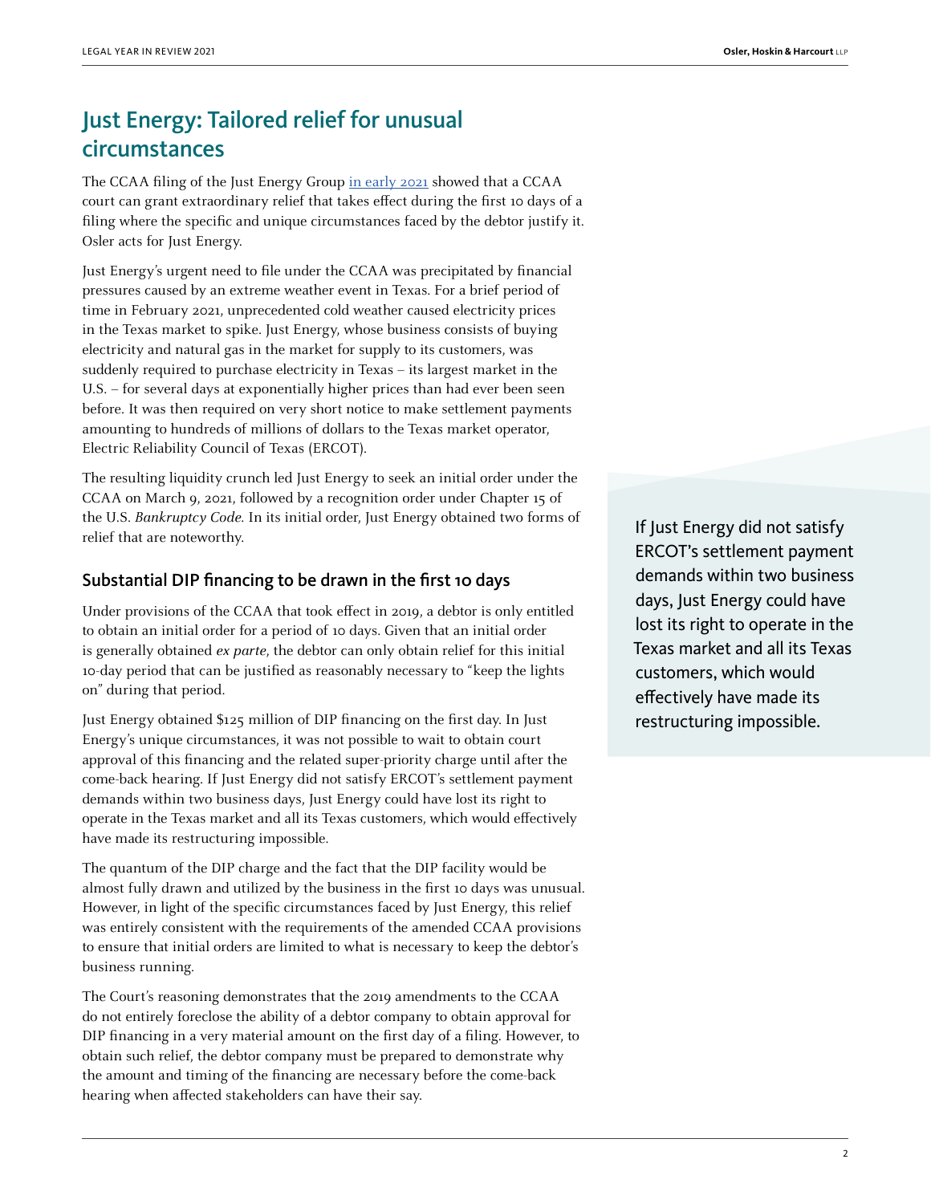## Just Energy: Tailored relief for unusual circumstances

The CCAA filing of the Just Energy Group in early 2021 showed that a CCAA court can grant extraordinary relief that takes effect during the first 10 days of a filing where the specific and unique circumstances faced by the debtor justify it. Osler acts for Just Energy.

Just Energy's urgent need to file under the CCAA was precipitated by financial pressures caused by an extreme weather event in Texas. For a brief period of time in February 2021, unprecedented cold weather caused electricity prices in the Texas market to spike. Just Energy, whose business consists of buying electricity and natural gas in the market for supply to its customers, was suddenly required to purchase electricity in Texas – its largest market in the U.S. – for several days at exponentially higher prices than had ever been seen before. It was then required on very short notice to make settlement payments amounting to hundreds of millions of dollars to the Texas market operator, Electric Reliability Council of Texas (ERCOT).

The resulting liquidity crunch led Just Energy to seek an initial order under the CCAA on March 9, 2021, followed by a recognition order under Chapter 15 of the U.S. *Bankruptcy Code*. In its initial order, Just Energy obtained two forms of relief that are noteworthy.

### Substantial DIP financing to be drawn in the first 10 days

Under provisions of the CCAA that took effect in 2019, a debtor is only entitled to obtain an initial order for a period of 10 days. Given that an initial order is generally obtained *ex parte*, the debtor can only obtain relief for this initial 10-day period that can be justified as reasonably necessary to "keep the lights on" during that period.

Just Energy obtained $125 million of DIP financing on the first day. In Just Energy's unique circumstances, it was not possible to wait to obtain court approval of this financing and the related super-priority charge until after the come-back hearing. If Just Energy did not satisfy ERCOT's settlement payment demands within two business days, Just Energy could have lost its right to operate in the Texas market and all its Texas customers, which would effectively have made its restructuring impossible.

The quantum of the DIP charge and the fact that the DIP facility would be almost fully drawn and utilized by the business in the first 10 days was unusual. However, in light of the specific circumstances faced by Just Energy, this relief was entirely consistent with the requirements of the amended CCAA provisions to ensure that initial orders are limited to what is necessary to keep the debtor's business running.

The Court's reasoning demonstrates that the 2019 amendments to the CCAA do not entirely foreclose the ability of a debtor company to obtain approval for DIP financing in a very material amount on the first day of a filing. However, to obtain such relief, the debtor company must be prepared to demonstrate why the amount and timing of the financing are necessary before the come-back hearing when affected stakeholders can have their say.

> If Just Energy did not satisfy ERCOT's settlement payment demands within two business days, Just Energy could have lost its right to operate in the Texas market and all its Texas customers, which would effectively have made its restructuring impossible.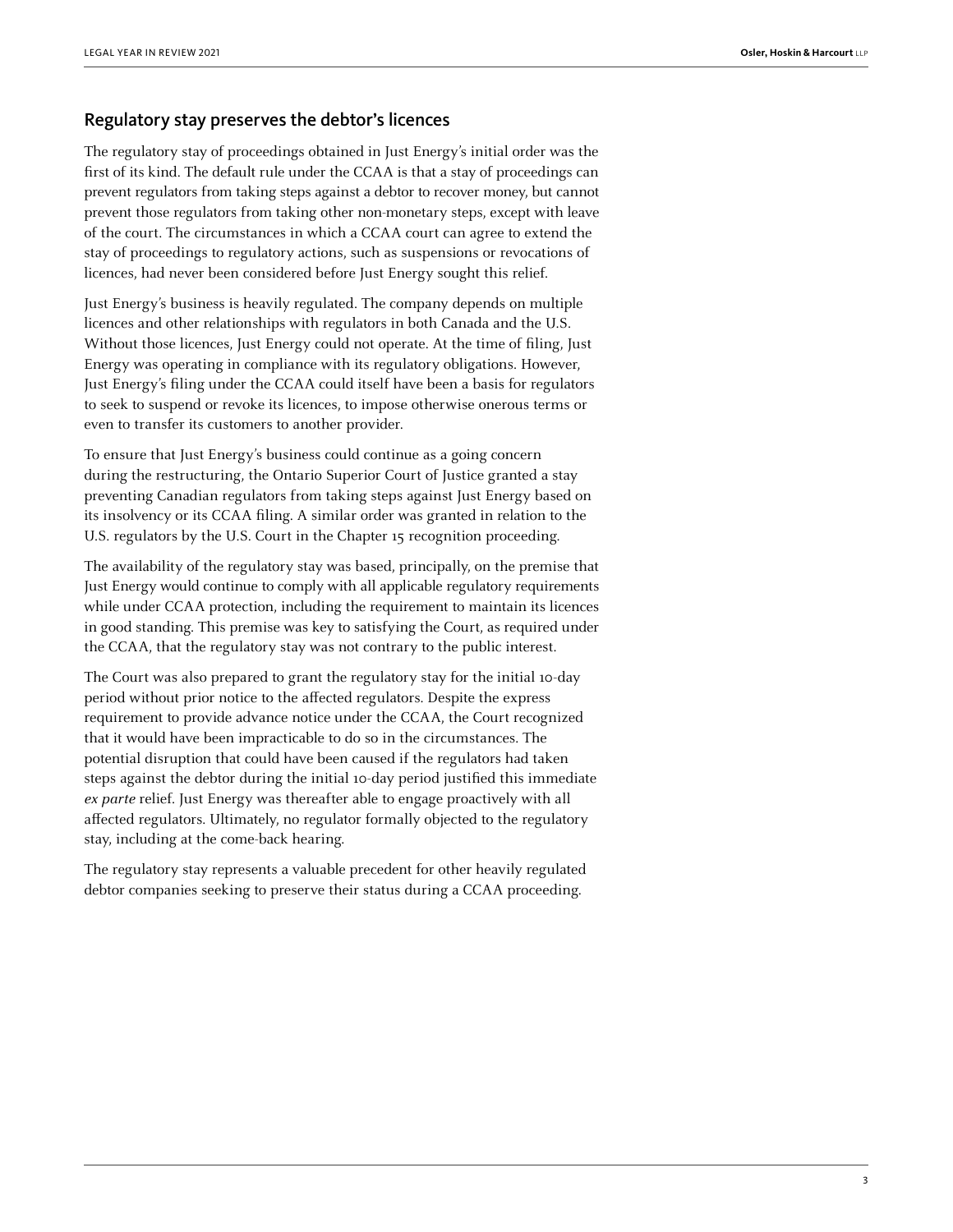## Regulatory stay preserves the debtor's licences

The regulatory stay of proceedings obtained in Just Energy's initial order was the first of its kind. The default rule under the CCAA is that a stay of proceedings can prevent regulators from taking steps against a debtor to recover money, but cannot prevent those regulators from taking other non-monetary steps, except with leave of the court. The circumstances in which a CCAA court can agree to extend the stay of proceedings to regulatory actions, such as suspensions or revocations of licences, had never been considered before Just Energy sought this relief.

Just Energy's business is heavily regulated. The company depends on multiple licences and other relationships with regulators in both Canada and the U.S. Without those licences, Just Energy could not operate. At the time of filing, Just Energy was operating in compliance with its regulatory obligations. However, Just Energy's filing under the CCAA could itself have been a basis for regulators to seek to suspend or revoke its licences, to impose otherwise onerous terms or even to transfer its customers to another provider.

To ensure that Just Energy's business could continue as a going concern during the restructuring, the Ontario Superior Court of Justice granted a stay preventing Canadian regulators from taking steps against Just Energy based on its insolvency or its CCAA filing. A similar order was granted in relation to the U.S. regulators by the U.S. Court in the Chapter 15 recognition proceeding.

The availability of the regulatory stay was based, principally, on the premise that Just Energy would continue to comply with all applicable regulatory requirements while under CCAA protection, including the requirement to maintain its licences in good standing. This premise was key to satisfying the Court, as required under the CCAA, that the regulatory stay was not contrary to the public interest.

The Court was also prepared to grant the regulatory stay for the initial 10-day period without prior notice to the affected regulators. Despite the express requirement to provide advance notice under the CCAA, the Court recognized that it would have been impracticable to do so in the circumstances. The potential disruption that could have been caused if the regulators had taken steps against the debtor during the initial 10-day period justified this immediate *ex parte* relief. Just Energy was thereafter able to engage proactively with all affected regulators. Ultimately, no regulator formally objected to the regulatory stay, including at the come-back hearing.

The regulatory stay represents a valuable precedent for other heavily regulated debtor companies seeking to preserve their status during a CCAA proceeding.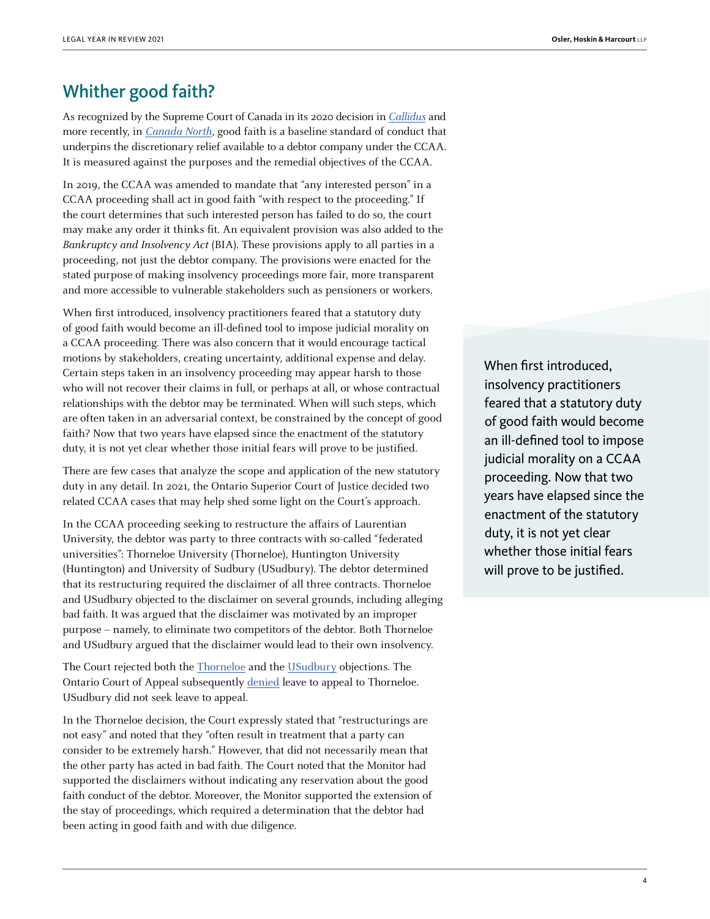## Whither good faith?

As recognized by the Supreme Court of Canada in its 2020 decision in *Callidus* and more recently, in *Canada North*, good faith is a baseline standard of conduct that underpins the discretionary relief available to a debtor company under the CCAA. It is measured against the purposes and the remedial objectives of the CCAA.

In 2019, the CCAA was amended to mandate that "any interested person" in a CCAA proceeding shall act in good faith "with respect to the proceeding." If the court determines that such interested person has failed to do so, the court may make any order it thinks fit. An equivalent provision was also added to the *Bankruptcy and Insolvency Act* (BIA). These provisions apply to all parties in a proceeding, not just the debtor company. The provisions were enacted for the stated purpose of making insolvency proceedings more fair, more transparent and more accessible to vulnerable stakeholders such as pensioners or workers.

When first introduced, insolvency practitioners feared that a statutory duty of good faith would become an ill-defined tool to impose judicial morality on a CCAA proceeding. There was also concern that it would encourage tactical motions by stakeholders, creating uncertainty, additional expense and delay. Certain steps taken in an insolvency proceeding may appear harsh to those who will not recover their claims in full, or perhaps at all, or whose contractual relationships with the debtor may be terminated. When will such steps, which are often taken in an adversarial context, be constrained by the concept of good faith? Now that two years have elapsed since the enactment of the statutory duty, it is not yet clear whether those initial fears will prove to be justified.

> When first introduced, insolvency practitioners feared that a statutory duty of good faith would become an ill-defined tool to impose judicial morality on a CCAA proceeding. Now that two years have elapsed since the enactment of the statutory duty, it is not yet clear whether those initial fears will prove to be justified.

There are few cases that analyze the scope and application of the new statutory duty in any detail. In 2021, the Ontario Superior Court of Justice decided two related CCAA cases that may help shed some light on the Court's approach.

In the CCAA proceeding seeking to restructure the affairs of Laurentian University, the debtor was party to three contracts with so-called "federated universities": Thorneloe University (Thorneloe), Huntington University (Huntington) and University of Sudbury (USudbury). The debtor determined that its restructuring required the disclaimer of all three contracts. Thorneloe and USudbury objected to the disclaimer on several grounds, including alleging bad faith. It was argued that the disclaimer was motivated by an improper purpose – namely, to eliminate two competitors of the debtor. Both Thorneloe and USudbury argued that the disclaimer would lead to their own insolvency.

The Court rejected both the Thorneloe and the USudbury objections. The Ontario Court of Appeal subsequently denied leave to appeal to Thorneloe. USudbury did not seek leave to appeal.

In the Thorneloe decision, the Court expressly stated that "restructurings are not easy" and noted that they "often result in treatment that a party can consider to be extremely harsh." However, that did not necessarily mean that the other party has acted in bad faith. The Court noted that the Monitor had supported the disclaimers without indicating any reservation about the good faith conduct of the debtor. Moreover, the Monitor supported the extension of the stay of proceedings, which required a determination that the debtor had been acting in good faith and with due diligence.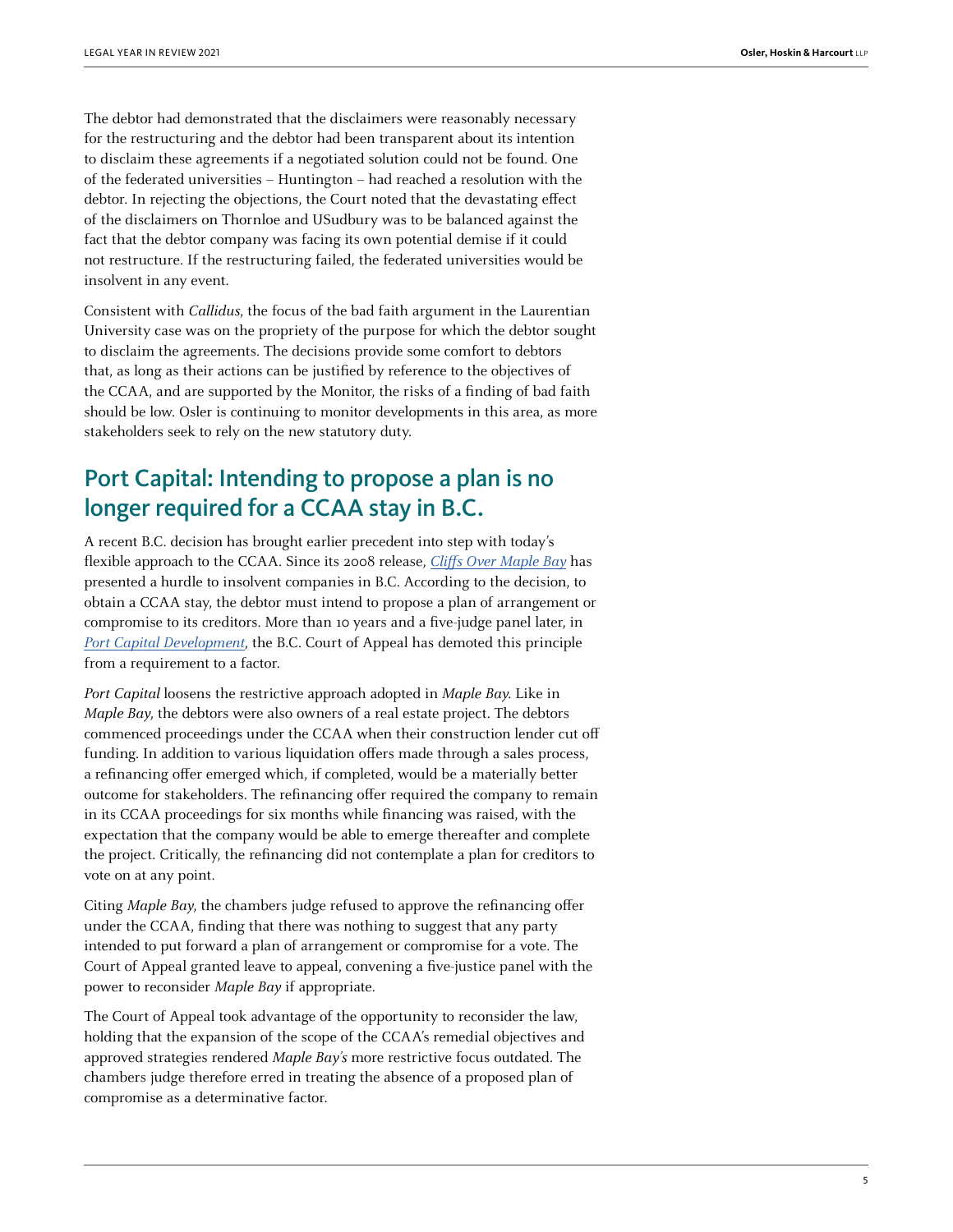The debtor had demonstrated that the disclaimers were reasonably necessary for the restructuring and the debtor had been transparent about its intention to disclaim these agreements if a negotiated solution could not be found. One of the federated universities – Huntington – had reached a resolution with the debtor. In rejecting the objections, the Court noted that the devastating effect of the disclaimers on Thornloe and USudbury was to be balanced against the fact that the debtor company was facing its own potential demise if it could not restructure. If the restructuring failed, the federated universities would be insolvent in any event.

Consistent with *Callidus*, the focus of the bad faith argument in the Laurentian University case was on the propriety of the purpose for which the debtor sought to disclaim the agreements. The decisions provide some comfort to debtors that, as long as their actions can be justified by reference to the objectives of the CCAA, and are supported by the Monitor, the risks of a finding of bad faith should be low. Osler is continuing to monitor developments in this area, as more stakeholders seek to rely on the new statutory duty.

## Port Capital: Intending to propose a plan is no longer required for a CCAA stay in B.C.

A recent B.C. decision has brought earlier precedent into step with today's flexible approach to the CCAA. Since its 2008 release, *Cliffs Over Maple Bay* has presented a hurdle to insolvent companies in B.C. According to the decision, to obtain a CCAA stay, the debtor must intend to propose a plan of arrangement or compromise to its creditors. More than 10 years and a five-judge panel later, in *Port Capital Development*, the B.C. Court of Appeal has demoted this principle from a requirement to a factor.

*Port Capital* loosens the restrictive approach adopted in *Maple Bay*. Like in *Maple Bay*, the debtors were also owners of a real estate project. The debtors commenced proceedings under the CCAA when their construction lender cut off funding. In addition to various liquidation offers made through a sales process, a refinancing offer emerged which, if completed, would be a materially better outcome for stakeholders. The refinancing offer required the company to remain in its CCAA proceedings for six months while financing was raised, with the expectation that the company would be able to emerge thereafter and complete the project. Critically, the refinancing did not contemplate a plan for creditors to vote on at any point.

Citing *Maple Bay*, the chambers judge refused to approve the refinancing offer under the CCAA, finding that there was nothing to suggest that any party intended to put forward a plan of arrangement or compromise for a vote. The Court of Appeal granted leave to appeal, convening a five-justice panel with the power to reconsider *Maple Bay* if appropriate.

The Court of Appeal took advantage of the opportunity to reconsider the law, holding that the expansion of the scope of the CCAA's remedial objectives and approved strategies rendered *Maple Bay's* more restrictive focus outdated. The chambers judge therefore erred in treating the absence of a proposed plan of compromise as a determinative factor.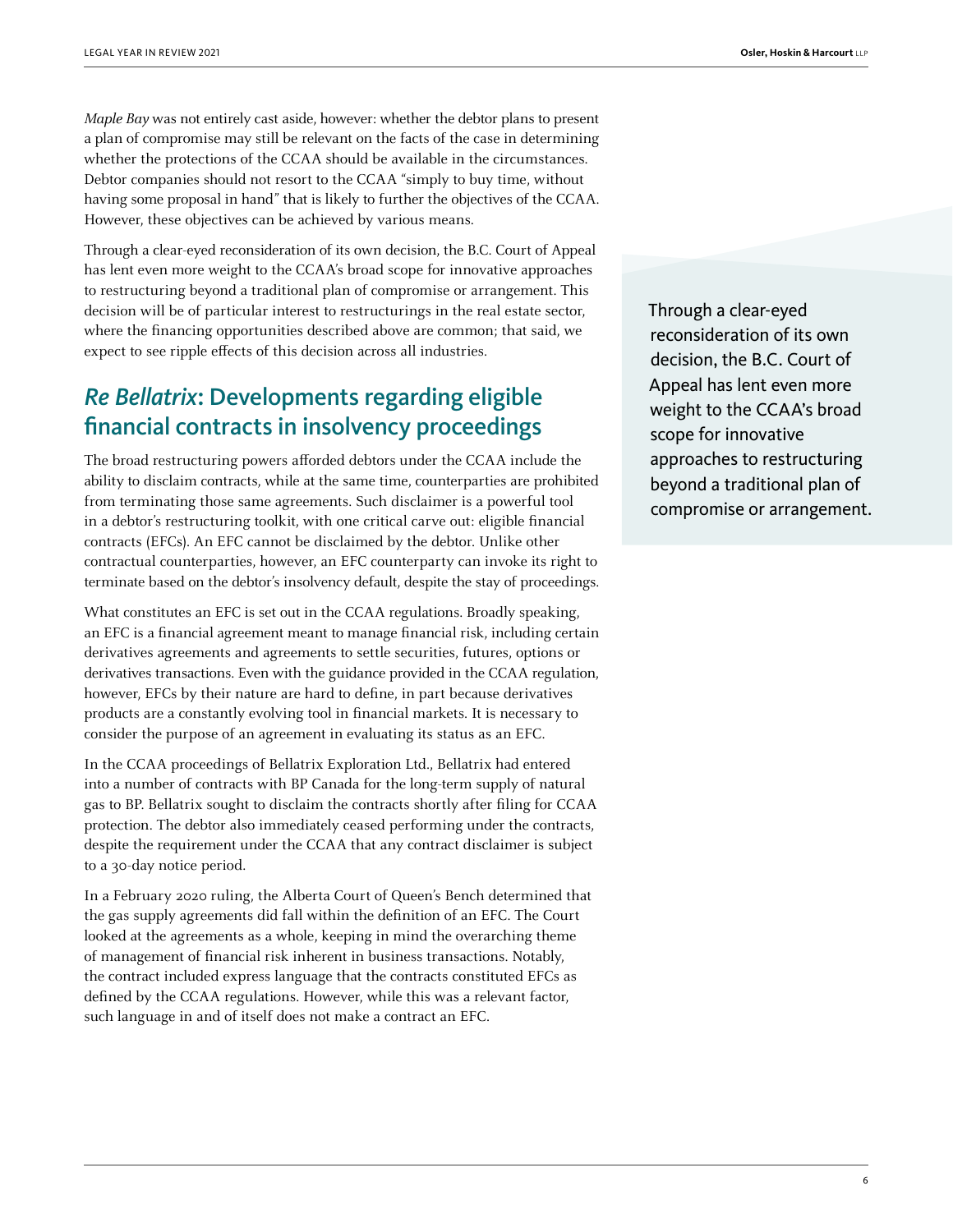*Maple Bay* was not entirely cast aside, however: whether the debtor plans to present a plan of compromise may still be relevant on the facts of the case in determining whether the protections of the CCAA should be available in the circumstances. Debtor companies should not resort to the CCAA "simply to buy time, without having some proposal in hand" that is likely to further the objectives of the CCAA. However, these objectives can be achieved by various means.

Through a clear-eyed reconsideration of its own decision, the B.C. Court of Appeal has lent even more weight to the CCAA's broad scope for innovative approaches to restructuring beyond a traditional plan of compromise or arrangement. This decision will be of particular interest to restructurings in the real estate sector, where the financing opportunities described above are common; that said, we expect to see ripple effects of this decision across all industries.

> Through a clear-eyed reconsideration of its own decision, the B.C. Court of Appeal has lent even more weight to the CCAA's broad scope for innovative approaches to restructuring beyond a traditional plan of compromise or arrangement.

## *Re Bellatrix*: Developments regarding eligible financial contracts in insolvency proceedings

The broad restructuring powers afforded debtors under the CCAA include the ability to disclaim contracts, while at the same time, counterparties are prohibited from terminating those same agreements. Such disclaimer is a powerful tool in a debtor's restructuring toolkit, with one critical carve out: eligible financial contracts (EFCs). An EFC cannot be disclaimed by the debtor. Unlike other contractual counterparties, however, an EFC counterparty can invoke its right to terminate based on the debtor's insolvency default, despite the stay of proceedings.

What constitutes an EFC is set out in the CCAA regulations. Broadly speaking, an EFC is a financial agreement meant to manage financial risk, including certain derivatives agreements and agreements to settle securities, futures, options or derivatives transactions. Even with the guidance provided in the CCAA regulation, however, EFCs by their nature are hard to define, in part because derivatives products are a constantly evolving tool in financial markets. It is necessary to consider the purpose of an agreement in evaluating its status as an EFC.

In the CCAA proceedings of Bellatrix Exploration Ltd., Bellatrix had entered into a number of contracts with BP Canada for the long-term supply of natural gas to BP. Bellatrix sought to disclaim the contracts shortly after filing for CCAA protection. The debtor also immediately ceased performing under the contracts, despite the requirement under the CCAA that any contract disclaimer is subject to a 30-day notice period.

In a February 2020 ruling, the Alberta Court of Queen's Bench determined that the gas supply agreements did fall within the definition of an EFC. The Court looked at the agreements as a whole, keeping in mind the overarching theme of management of financial risk inherent in business transactions. Notably, the contract included express language that the contracts constituted EFCs as defined by the CCAA regulations. However, while this was a relevant factor, such language in and of itself does not make a contract an EFC.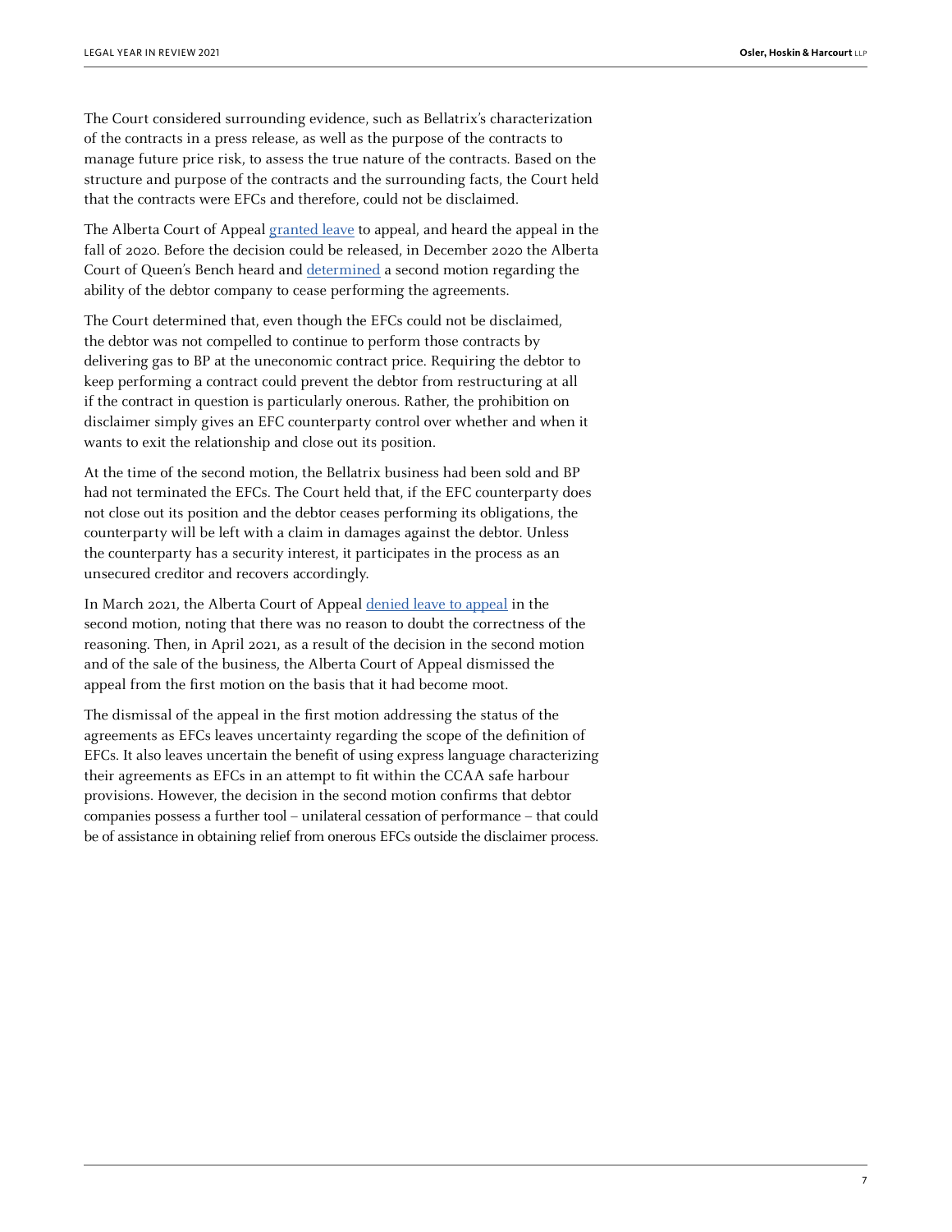The Court considered surrounding evidence, such as Bellatrix's characterization of the contracts in a press release, as well as the purpose of the contracts to manage future price risk, to assess the true nature of the contracts. Based on the structure and purpose of the contracts and the surrounding facts, the Court held that the contracts were EFCs and therefore, could not be disclaimed.

The Alberta Court of Appeal granted leave to appeal, and heard the appeal in the fall of 2020. Before the decision could be released, in December 2020 the Alberta Court of Queen's Bench heard and determined a second motion regarding the ability of the debtor company to cease performing the agreements.

The Court determined that, even though the EFCs could not be disclaimed, the debtor was not compelled to continue to perform those contracts by delivering gas to BP at the uneconomic contract price. Requiring the debtor to keep performing a contract could prevent the debtor from restructuring at all if the contract in question is particularly onerous. Rather, the prohibition on disclaimer simply gives an EFC counterparty control over whether and when it wants to exit the relationship and close out its position.

At the time of the second motion, the Bellatrix business had been sold and BP had not terminated the EFCs. The Court held that, if the EFC counterparty does not close out its position and the debtor ceases performing its obligations, the counterparty will be left with a claim in damages against the debtor. Unless the counterparty has a security interest, it participates in the process as an unsecured creditor and recovers accordingly.

In March 2021, the Alberta Court of Appeal denied leave to appeal in the second motion, noting that there was no reason to doubt the correctness of the reasoning. Then, in April 2021, as a result of the decision in the second motion and of the sale of the business, the Alberta Court of Appeal dismissed the appeal from the first motion on the basis that it had become moot.

The dismissal of the appeal in the first motion addressing the status of the agreements as EFCs leaves uncertainty regarding the scope of the definition of EFCs. It also leaves uncertain the benefit of using express language characterizing their agreements as EFCs in an attempt to fit within the CCAA safe harbour provisions. However, the decision in the second motion confirms that debtor companies possess a further tool – unilateral cessation of performance – that could be of assistance in obtaining relief from onerous EFCs outside the disclaimer process.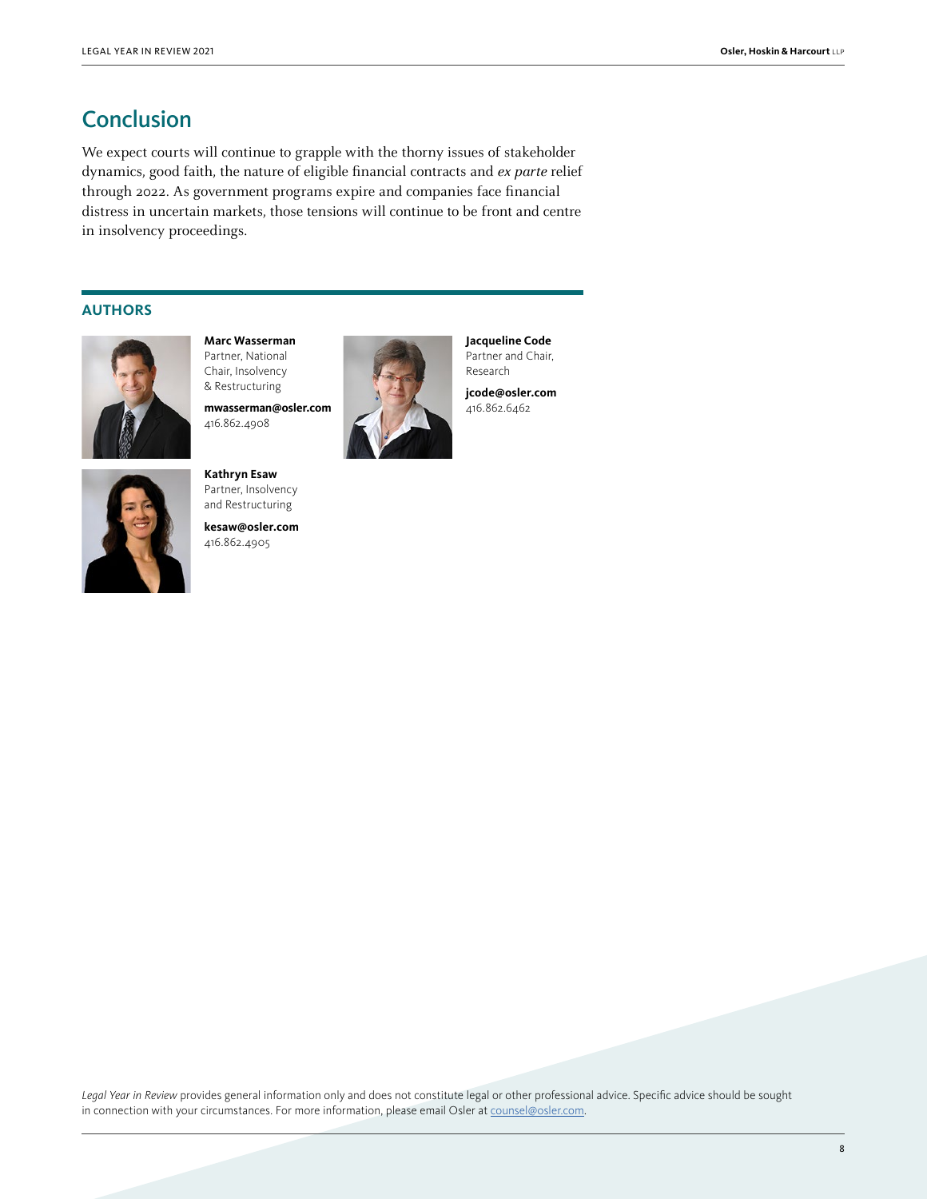## Conclusion

We expect courts will continue to grapple with the thorny issues of stakeholder dynamics, good faith, the nature of eligible financial contracts and *ex parte* relief through 2022. As government programs expire and companies face financial distress in uncertain markets, those tensions will continue to be front and centre in insolvency proceedings.

### AUTHORS

**Marc Wasserman**
Partner, National Chair, Insolvency & Restructuring

**mwasserman@osler.com**
416.862.4908

**Jacqueline Code**
Partner and Chair, Research

**jcode@osler.com**
416.862.6462

**Kathryn Esaw**
Partner, Insolvency and Restructuring

**kesaw@osler.com**
416.862.4905

*Legal Year in Review* provides general information only and does not constitute legal or other professional advice. Specific advice should be sought in connection with your circumstances. For more information, please email Osler at counsel@osler.com.